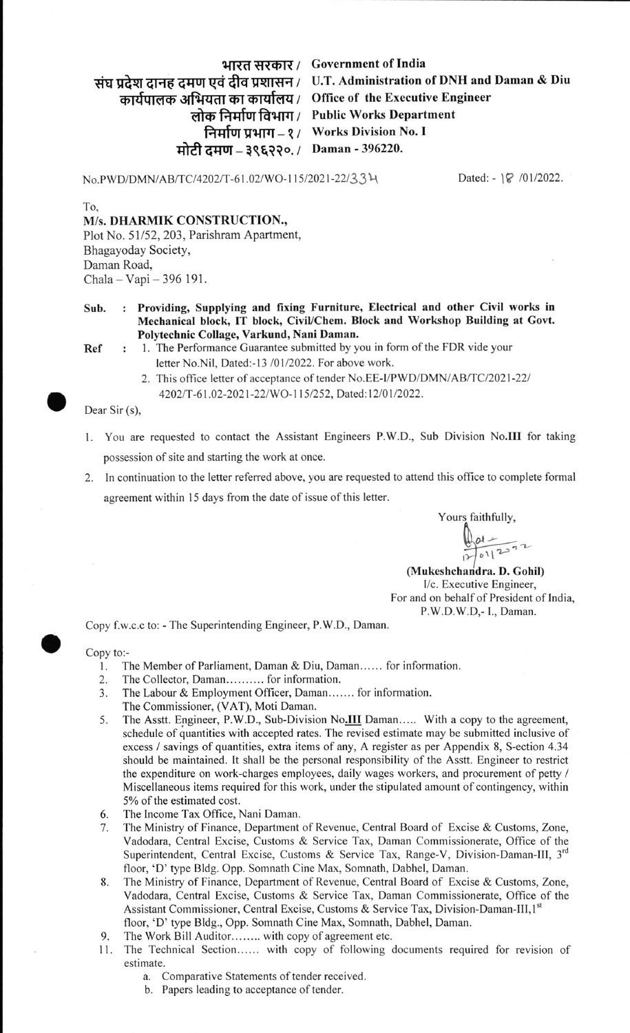भारत सरकार / Government of India
संघ प्रदेश दानह दमण एवं दीव प्रशासन / U.T. Administration of DNH and Daman & Diu
कार्यपालक अभियता का कार्यालय / Office of the Executive Engineer
लोक निर्माण विभाग / Public Works Department
निर्माण प्रभाग – १ / Works Division No. I
मोटी दमण – ३९६२२०. / Daman - 396220.

No.PWD/DMN/AB/TC/4202/T-61.02/WO-115/2021-22/334 Dated:- 18 /01/2022.

To,
**M/s. DHARMIK CONSTRUCTION.,**
Plot No. 51/52, 203, Parishram Apartment,
Bhagayoday Society,
Daman Road,
Chala – Vapi – 396 191.

**Sub. : Providing, Supplying and fixing Furniture, Electrical and other Civil works in Mechanical block, IT block, Civil/Chem. Block and Workshop Building at Govt. Polytechnic Collage, Varkund, Nani Daman.**

**Ref :**
1. The Performance Guarantee submitted by you in form of the FDR vide your letter No.Nil, Dated:-13 /01/2022. For above work.
2. This office letter of acceptance of tender No.EE-I/PWD/DMN/AB/TC/2021-22/4202/T-61.02-2021-22/WO-115/252, Dated:12/01/2022.

Dear Sir (s),

1. You are requested to contact the Assistant Engineers P.W.D., Sub Division No.**III** for taking possession of site and starting the work at once.
2. In continuation to the letter referred above, you are requested to attend this office to complete formal agreement within 15 days from the date of issue of this letter.

Yours faithfully,

17/01/2022

(Mukeshchandra. D. Gohil)
I/c. Executive Engineer,
For and on behalf of President of India,
P.W.D.W.D,- I., Daman.

Copy f.w.c.c to: - The Superintending Engineer, P.W.D., Daman.

Copy to:-
1. The Member of Parliament, Daman & Diu, Daman...... for information.
2. The Collector, Daman.......... for information.
3. The Labour & Employment Officer, Daman....... for information.
   The Commissioner, (VAT), Moti Daman.
5. The Asstt. Engineer, P.W.D., Sub-Division No.**III** Daman..... With a copy to the agreement, schedule of quantities with accepted rates. The revised estimate may be submitted inclusive of excess / savings of quantities, extra items of any, A register as per Appendix 8, S-ection 4.34 should be maintained. It shall be the personal responsibility of the Asstt. Engineer to restrict the expenditure on work-charges employees, daily wages workers, and procurement of petty / Miscellaneous items required for this work, under the stipulated amount of contingency, within 5% of the estimated cost.
6. The Income Tax Office, Nani Daman.
7. The Ministry of Finance, Department of Revenue, Central Board of Excise & Customs, Zone, Vadodara, Central Excise, Customs & Service Tax, Daman Commissionerate, Office of the Superintendent, Central Excise, Customs & Service Tax, Range-V, Division-Daman-III, 3rd floor, 'D' type Bldg. Opp. Somnath Cine Max, Somnath, Dabhel, Daman.
8. The Ministry of Finance, Department of Revenue, Central Board of Excise & Customs, Zone, Vadodara, Central Excise, Customs & Service Tax, Daman Commissionerate, Office of the Assistant Commissioner, Central Excise, Customs & Service Tax, Division-Daman-III, 1st floor, 'D' type Bldg., Opp. Somnath Cine Max, Somnath, Dabhel, Daman.
9. The Work Bill Auditor........ with copy of agreement etc.
11. The Technical Section...... with copy of following documents required for revision of estimate.
    a. Comparative Statements of tender received.
    b. Papers leading to acceptance of tender.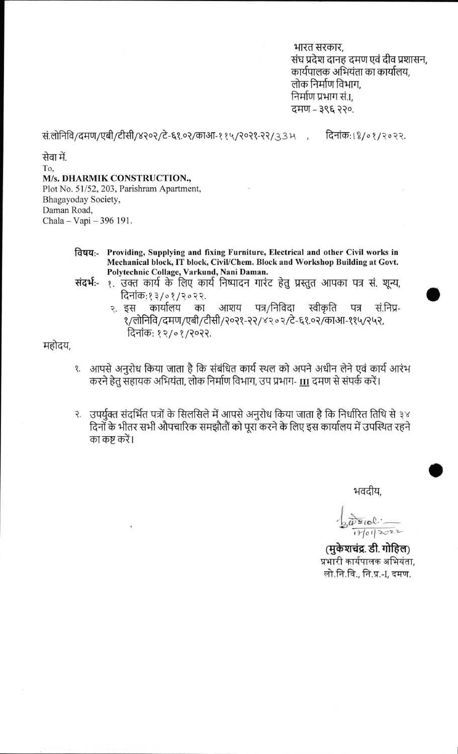भारत सरकार,
संघ प्रदेश दानह दमण एवं दीव प्रशासन,
कार्यपालक अभियंता का कार्यालय,
लोक निर्माण विभाग,
निर्माण प्रभाग सं.I,
दमण – ३९६ २२०.

सं.लोनिवि/दमण/एबी/टीसी/४२०२/टे-६१.०२/काआ-११५/२०२१-२२/33५ , दिनांकः१४/०१/२०२२.

सेवा में.
To,
**M/s. DHARMIK CONSTRUCTION.,**
Plot No. 51/52, 203, Parishram Apartment,
Bhagayoday Society,
Daman Road,
Chala – Vapi – 396 191.

विषय:- **Providing, Supplying and fixing Furniture, Electrical and other Civil works in Mechanical block, IT block, Civil/Chem. Block and Workshop Building at Govt. Polytechnic Collage, Varkund, Nani Daman.**

संदर्भ:-
१. उक्त कार्य के लिए कार्य निष्पादन गारंट हेतु प्रस्तुत आपका पत्र सं. शून्य, दिनांक:१३/०१/२०२२.
२. इस कार्यालय का आशय पत्र/निविदा स्वीकृति पत्र सं.निप्र-१/लोनिवि/दमण/एबी/टीसी/२०२१-२२/४२०२/टे-६१.०२/काआ-११५/२५२, दिनांक: १२/०१/२०२२.

महोदय,

१. आपसे अनुरोध किया जाता है कि संबंधित कार्य स्थल को अपने अधीन लेने एवं कार्य आरंभ करने हेतु सहायक अभियंता, लोक निर्माण विभाग, उप प्रभाग- III दमण से संपर्क करें।

२. उपर्युक्त संदर्भित पत्रों के सिलसिले में आपसे अनुरोध किया जाता है कि निर्धारित तिथि से ३४ दिनों के भीतर सभी औपचारिक समझौतों को पूरा करने के लिए इस कार्यालय में उपस्थित रहने का कष्ट करें।

भवदीय,

17/01/2022

**(मुकेशचंद्र. डी. गोहिल)**
प्रभारी कार्यपालक अभियंता,
लो.नि.वि., नि.प्र.-I, दमण.